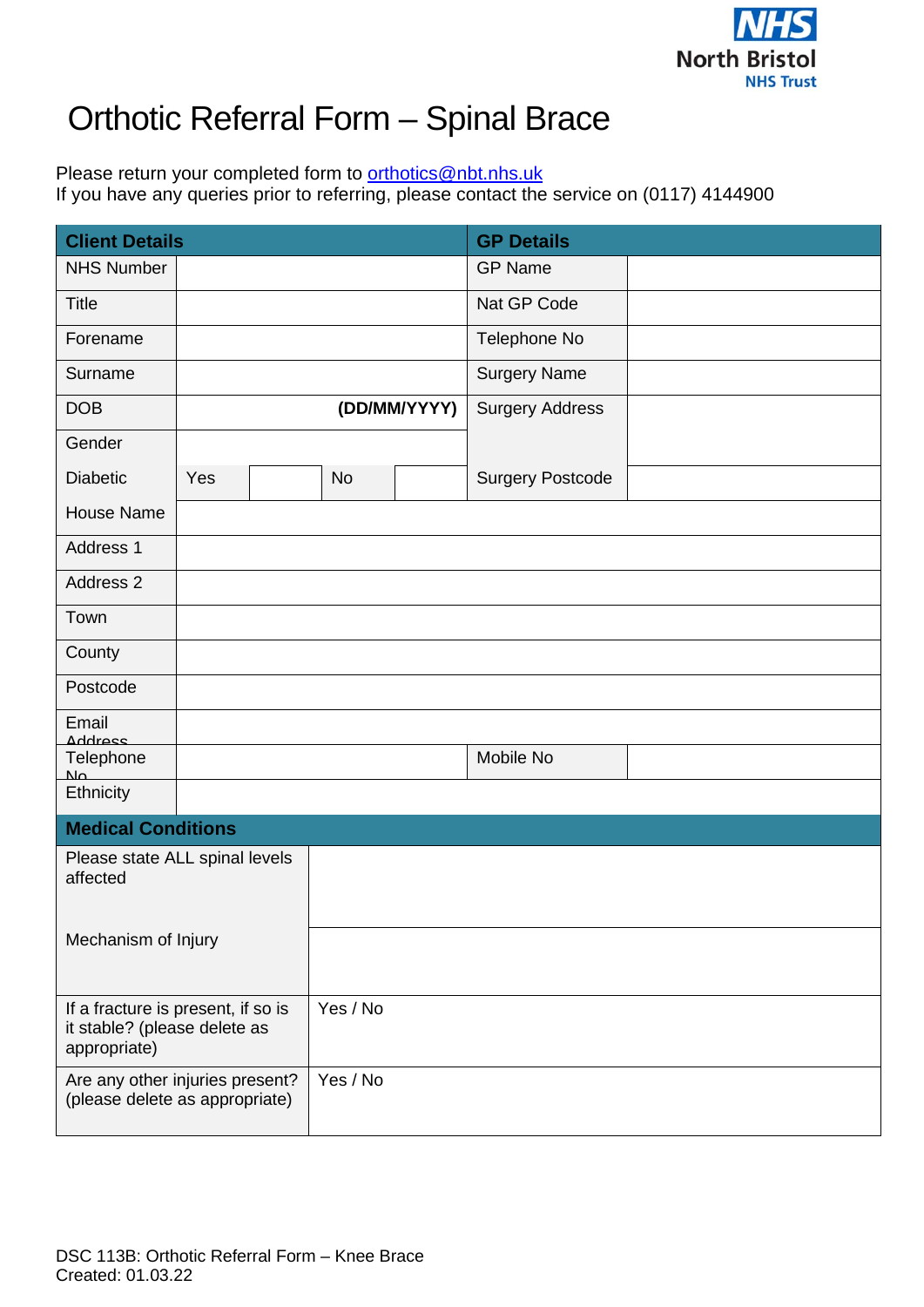# Orthotic Referral Form – Spinal Brace

Please return your completed form to orthotics@nbt.nhs.uk
If you have any queries prior to referring, please contact the service on (0117) 4144900

| Client Details | | | | | GP Details | |
|---|---|---|---|---|---|---|
| NHS Number | | | | | GP Name | |
| Title | | | | | Nat GP Code | |
| Forename | | | | | Telephone No | |
| Surname | | | | | Surgery Name | |
| DOB | | | | (DD/MM/YYYY) | Surgery Address | |
| Gender | | | | | | |
| Diabetic | Yes | | No | | Surgery Postcode | |
| House Name | | | | | | |
| Address 1 | | | | | | |
| Address 2 | | | | | | |
| Town | | | | | | |
| County | | | | | | |
| Postcode | | | | | | |
| Email Address | | | | | | |
| Telephone No | | | | | Mobile No | |
| Ethnicity | | | | | | |

| Medical Conditions | |
|---|---|
| Please state ALL spinal levels affected | |
| Mechanism of Injury | |
| If a fracture is present, if so is it stable? (please delete as appropriate) | Yes / No |
| Are any other injuries present? (please delete as appropriate) | Yes / No |

DSC 113B: Orthotic Referral Form – Knee Brace
Created: 01.03.22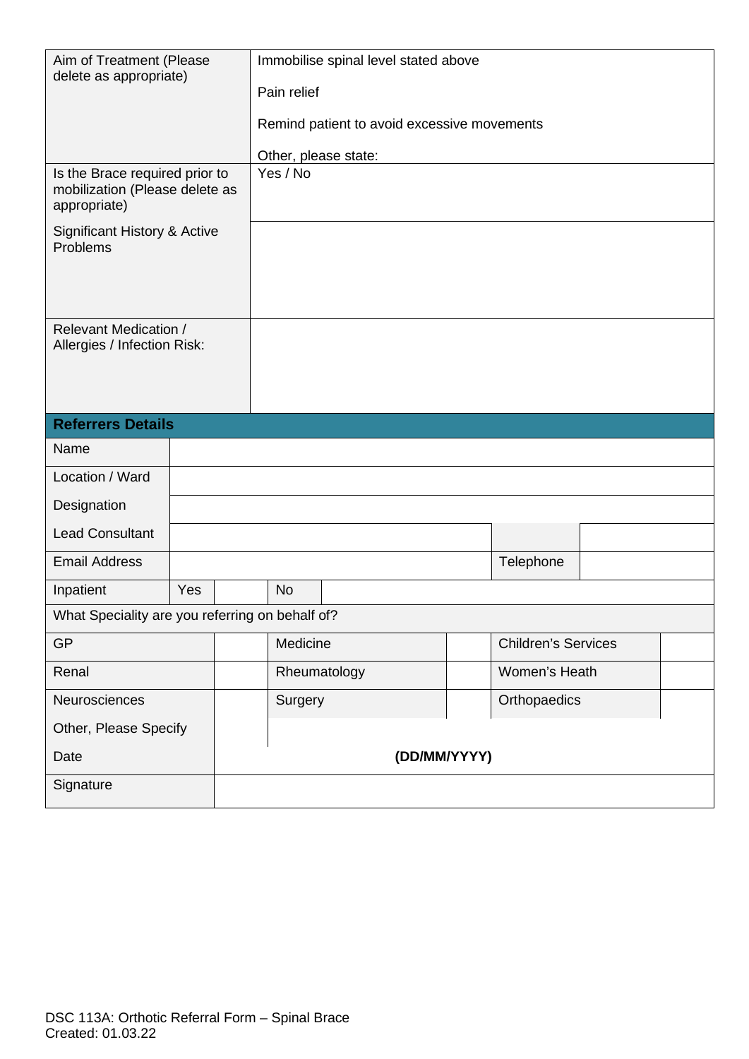| | |
|---|---|
| Aim of Treatment (Please delete as appropriate) | Immobilise spinal level stated above<br><br>Pain relief<br><br>Remind patient to avoid excessive movements<br><br>Other, please state: |
| Is the Brace required prior to mobilization (Please delete as appropriate) | Yes / No |
| Significant History & Active Problems | |
| Relevant Medication / Allergies / Infection Risk: | |

## Referrers Details

| | | | | | | |
|---|---|---|---|---|---|---|
| Name | | | | | | |
| Location / Ward | | | | | | |
| Designation | | | | | | |
| Lead Consultant | | | | | | |
| Email Address | | | | | Telephone | |
| Inpatient | Yes | | No | | | |
| What Speciality are you referring on behalf of? | | | | | | |
| GP | | Medicine | | Children's Services | | |
| Renal | | Rheumatology | | Women's Heath | | |
| Neurosciences | | Surgery | | Orthopaedics | | |
| Other, Please Specify | | | | | | |
| Date | (DD/MM/YYYY) | | | | | |
| Signature | | | | | | |

DSC 113A: Orthotic Referral Form – Spinal Brace
Created: 01.03.22